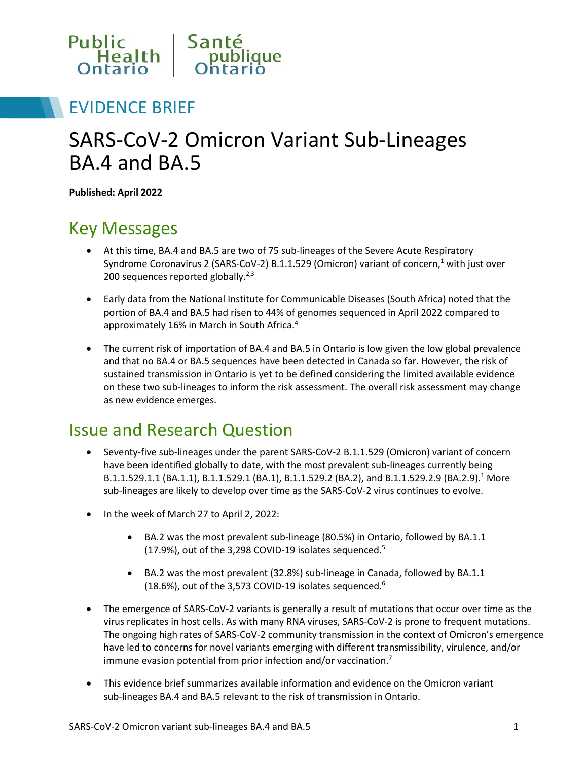Public Health Ontario | Santé publique Ontario

EVIDENCE BRIEF

# SARS-CoV-2 Omicron Variant Sub-Lineages BA.4 and BA.5

**Published: April 2022**

## Key Messages

- At this time, BA.4 and BA.5 are two of 75 sub-lineages of the Severe Acute Respiratory Syndrome Coronavirus 2 (SARS-CoV-2) B.1.1.529 (Omicron) variant of concern,[1] with just over 200 sequences reported globally.[2,3]
- Early data from the National Institute for Communicable Diseases (South Africa) noted that the portion of BA.4 and BA.5 had risen to 44% of genomes sequenced in April 2022 compared to approximately 16% in March in South Africa.[4]
- The current risk of importation of BA.4 and BA.5 in Ontario is low given the low global prevalence and that no BA.4 or BA.5 sequences have been detected in Canada so far. However, the risk of sustained transmission in Ontario is yet to be defined considering the limited available evidence on these two sub-lineages to inform the risk assessment. The overall risk assessment may change as new evidence emerges.

## Issue and Research Question

- Seventy-five sub-lineages under the parent SARS-CoV-2 B.1.1.529 (Omicron) variant of concern have been identified globally to date, with the most prevalent sub-lineages currently being B.1.1.529.1.1 (BA.1.1), B.1.1.529.1 (BA.1), B.1.1.529.2 (BA.2), and B.1.1.529.2.9 (BA.2.9).[1] More sub-lineages are likely to develop over time as the SARS-CoV-2 virus continues to evolve.
- In the week of March 27 to April 2, 2022:
  - BA.2 was the most prevalent sub-lineage (80.5%) in Ontario, followed by BA.1.1 (17.9%), out of the 3,298 COVID-19 isolates sequenced.[5]
  - BA.2 was the most prevalent (32.8%) sub-lineage in Canada, followed by BA.1.1 (18.6%), out of the 3,573 COVID-19 isolates sequenced.[6]
- The emergence of SARS-CoV-2 variants is generally a result of mutations that occur over time as the virus replicates in host cells. As with many RNA viruses, SARS-CoV-2 is prone to frequent mutations. The ongoing high rates of SARS-CoV-2 community transmission in the context of Omicron's emergence have led to concerns for novel variants emerging with different transmissibility, virulence, and/or immune evasion potential from prior infection and/or vaccination.[7]
- This evidence brief summarizes available information and evidence on the Omicron variant sub-lineages BA.4 and BA.5 relevant to the risk of transmission in Ontario.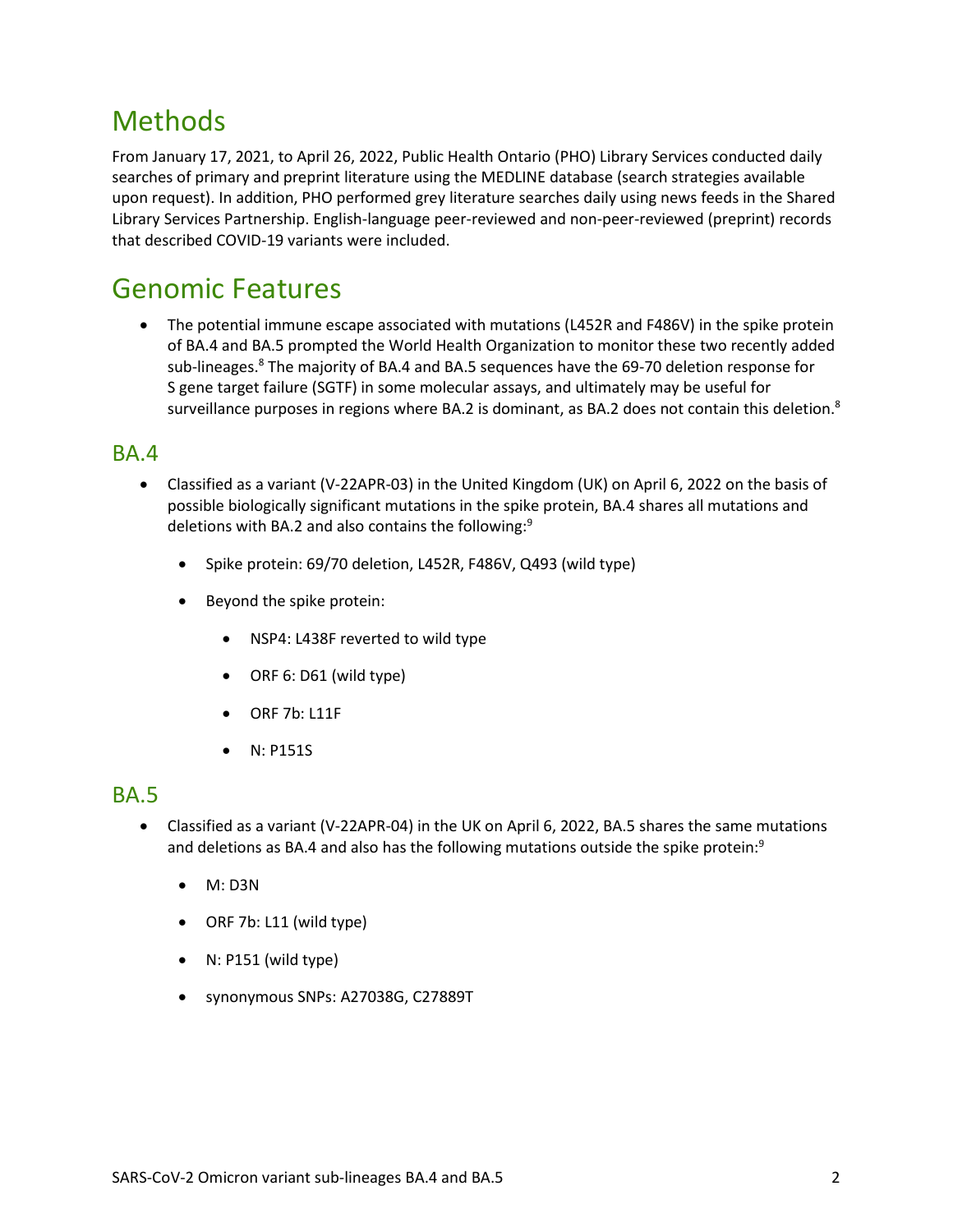# Methods

From January 17, 2021, to April 26, 2022, Public Health Ontario (PHO) Library Services conducted daily searches of primary and preprint literature using the MEDLINE database (search strategies available upon request). In addition, PHO performed grey literature searches daily using news feeds in the Shared Library Services Partnership. English-language peer-reviewed and non-peer-reviewed (preprint) records that described COVID-19 variants were included.

# Genomic Features

- The potential immune escape associated with mutations (L452R and F486V) in the spike protein of BA.4 and BA.5 prompted the World Health Organization to monitor these two recently added sub-lineages.[8] The majority of BA.4 and BA.5 sequences have the 69-70 deletion response for S gene target failure (SGTF) in some molecular assays, and ultimately may be useful for surveillance purposes in regions where BA.2 is dominant, as BA.2 does not contain this deletion.[8]

## BA.4

- Classified as a variant (V-22APR-03) in the United Kingdom (UK) on April 6, 2022 on the basis of possible biologically significant mutations in the spike protein, BA.4 shares all mutations and deletions with BA.2 and also contains the following:[9]
  - Spike protein: 69/70 deletion, L452R, F486V, Q493 (wild type)
  - Beyond the spike protein:
    - NSP4: L438F reverted to wild type
    - ORF 6: D61 (wild type)
    - ORF 7b: L11F
    - N: P151S

## BA.5

- Classified as a variant (V-22APR-04) in the UK on April 6, 2022, BA.5 shares the same mutations and deletions as BA.4 and also has the following mutations outside the spike protein:[9]
  - M: D3N
  - ORF 7b: L11 (wild type)
  - N: P151 (wild type)
  - synonymous SNPs: A27038G, C27889T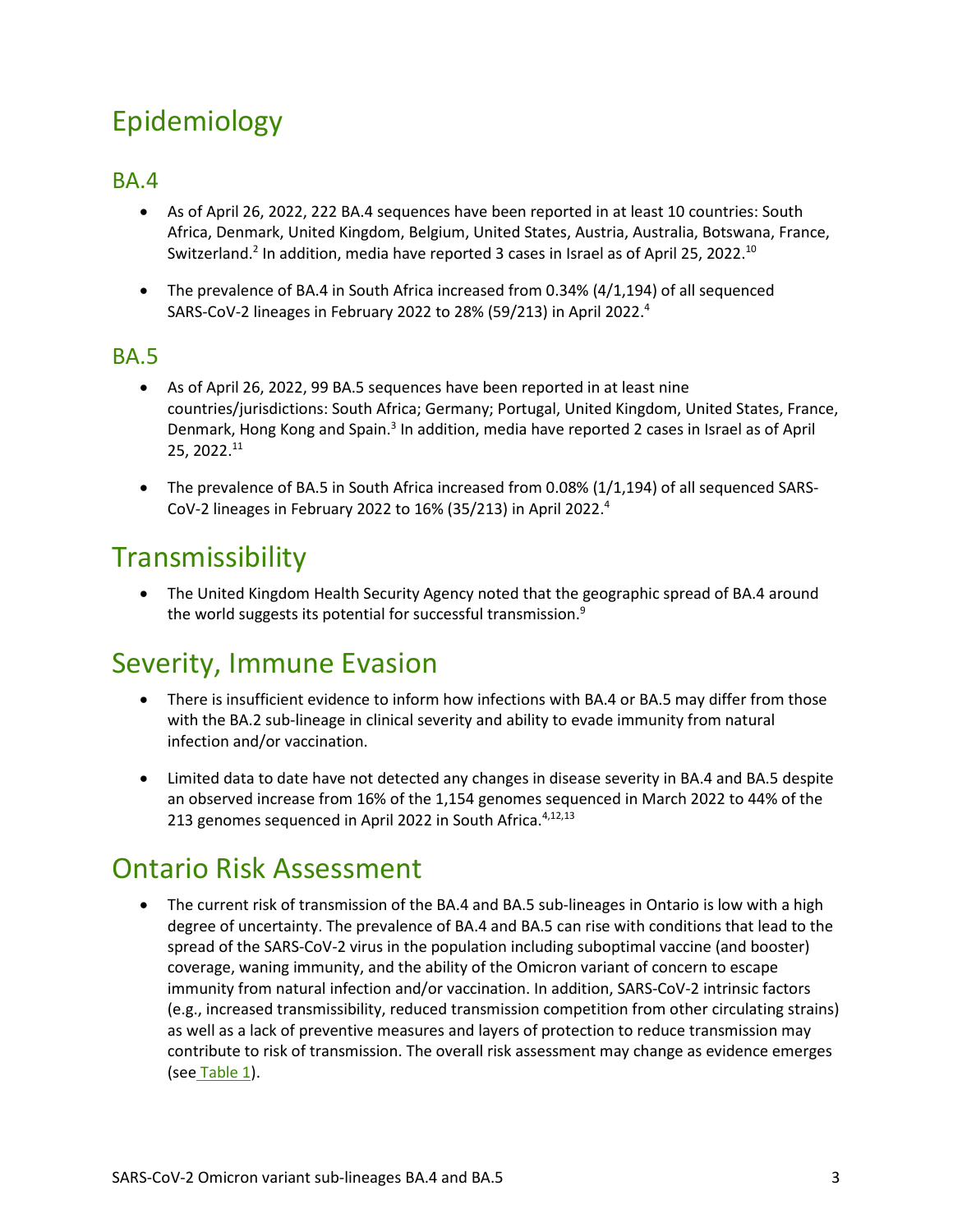# Epidemiology

## BA.4

- As of April 26, 2022, 222 BA.4 sequences have been reported in at least 10 countries: South Africa, Denmark, United Kingdom, Belgium, United States, Austria, Australia, Botswana, France, Switzerland.[2] In addition, media have reported 3 cases in Israel as of April 25, 2022.[10]
- The prevalence of BA.4 in South Africa increased from 0.34% (4/1,194) of all sequenced SARS-CoV-2 lineages in February 2022 to 28% (59/213) in April 2022.[4]

## BA.5

- As of April 26, 2022, 99 BA.5 sequences have been reported in at least nine countries/jurisdictions: South Africa; Germany; Portugal, United Kingdom, United States, France, Denmark, Hong Kong and Spain.[3] In addition, media have reported 2 cases in Israel as of April 25, 2022.[11]
- The prevalence of BA.5 in South Africa increased from 0.08% (1/1,194) of all sequenced SARS-CoV-2 lineages in February 2022 to 16% (35/213) in April 2022.[4]

# Transmissibility

- The United Kingdom Health Security Agency noted that the geographic spread of BA.4 around the world suggests its potential for successful transmission.[9]

# Severity, Immune Evasion

- There is insufficient evidence to inform how infections with BA.4 or BA.5 may differ from those with the BA.2 sub-lineage in clinical severity and ability to evade immunity from natural infection and/or vaccination.
- Limited data to date have not detected any changes in disease severity in BA.4 and BA.5 despite an observed increase from 16% of the 1,154 genomes sequenced in March 2022 to 44% of the 213 genomes sequenced in April 2022 in South Africa.[4,12,13]

# Ontario Risk Assessment

- The current risk of transmission of the BA.4 and BA.5 sub-lineages in Ontario is low with a high degree of uncertainty. The prevalence of BA.4 and BA.5 can rise with conditions that lead to the spread of the SARS-CoV-2 virus in the population including suboptimal vaccine (and booster) coverage, waning immunity, and the ability of the Omicron variant of concern to escape immunity from natural infection and/or vaccination. In addition, SARS-CoV-2 intrinsic factors (e.g., increased transmissibility, reduced transmission competition from other circulating strains) as well as a lack of preventive measures and layers of protection to reduce transmission may contribute to risk of transmission. The overall risk assessment may change as evidence emerges (see Table 1).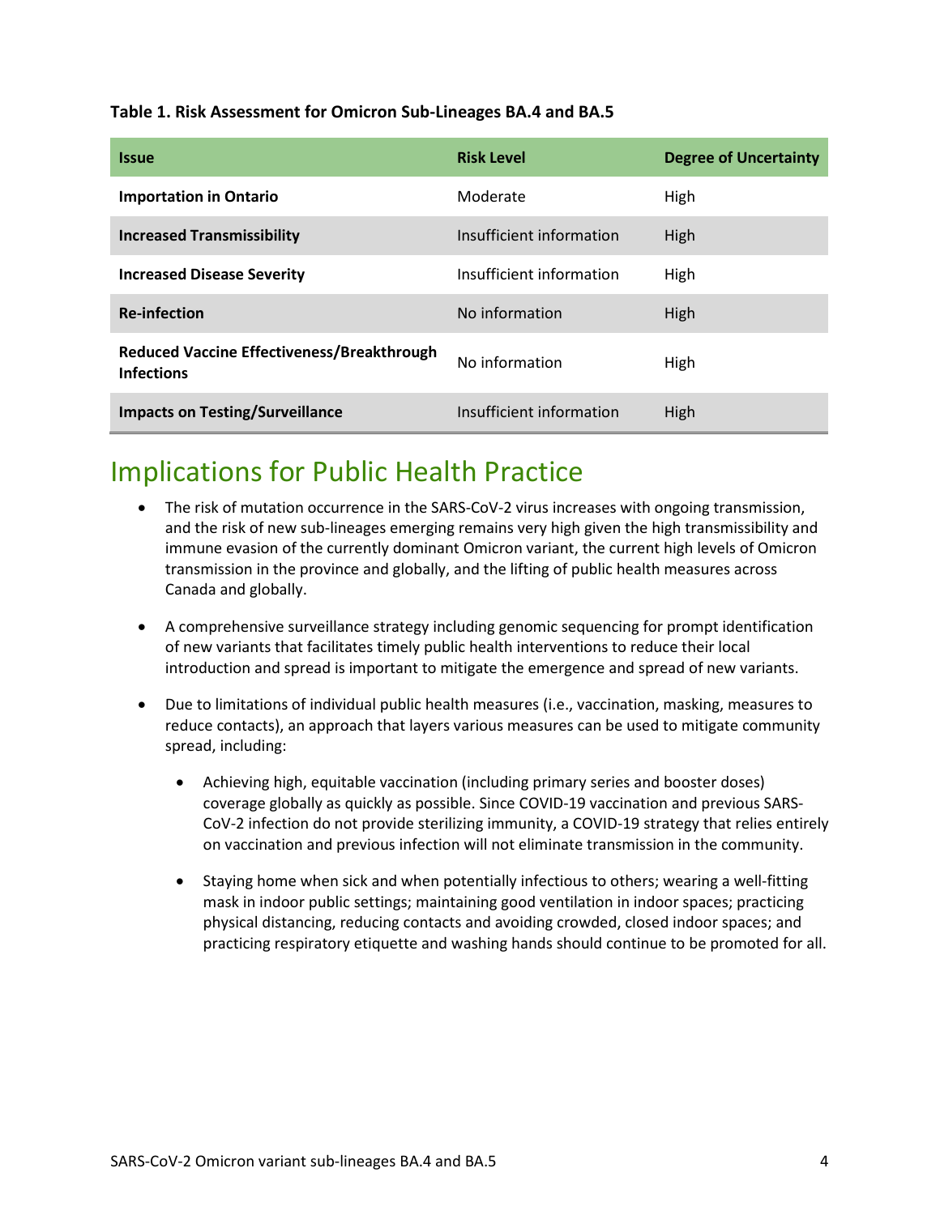**Table 1. Risk Assessment for Omicron Sub-Lineages BA.4 and BA.5**

| Issue | Risk Level | Degree of Uncertainty |
| --- | --- | --- |
| **Importation in Ontario** | Moderate | High |
| **Increased Transmissibility** | Insufficient information | High |
| **Increased Disease Severity** | Insufficient information | High |
| **Re-infection** | No information | High |
| **Reduced Vaccine Effectiveness/Breakthrough Infections** | No information | High |
| **Impacts on Testing/Surveillance** | Insufficient information | High |

# Implications for Public Health Practice

- The risk of mutation occurrence in the SARS-CoV-2 virus increases with ongoing transmission, and the risk of new sub-lineages emerging remains very high given the high transmissibility and immune evasion of the currently dominant Omicron variant, the current high levels of Omicron transmission in the province and globally, and the lifting of public health measures across Canada and globally.
- A comprehensive surveillance strategy including genomic sequencing for prompt identification of new variants that facilitates timely public health interventions to reduce their local introduction and spread is important to mitigate the emergence and spread of new variants.
- Due to limitations of individual public health measures (i.e., vaccination, masking, measures to reduce contacts), an approach that layers various measures can be used to mitigate community spread, including:
  - Achieving high, equitable vaccination (including primary series and booster doses) coverage globally as quickly as possible. Since COVID-19 vaccination and previous SARS-CoV-2 infection do not provide sterilizing immunity, a COVID-19 strategy that relies entirely on vaccination and previous infection will not eliminate transmission in the community.
  - Staying home when sick and when potentially infectious to others; wearing a well-fitting mask in indoor public settings; maintaining good ventilation in indoor spaces; practicing physical distancing, reducing contacts and avoiding crowded, closed indoor spaces; and practicing respiratory etiquette and washing hands should continue to be promoted for all.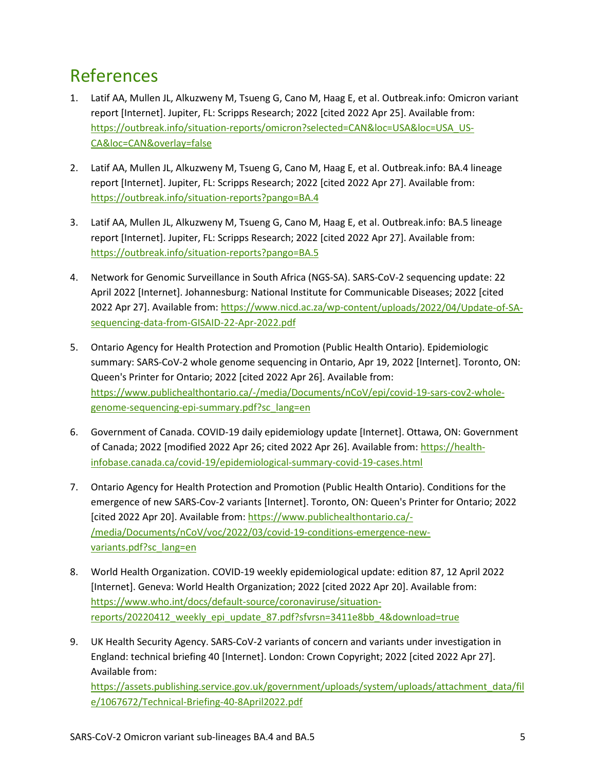# References

1. Latif AA, Mullen JL, Alkuzweny M, Tsueng G, Cano M, Haag E, et al. Outbreak.info: Omicron variant report [Internet]. Jupiter, FL: Scripps Research; 2022 [cited 2022 Apr 25]. Available from: https://outbreak.info/situation-reports/omicron?selected=CAN&loc=USA&loc=USA_US-CA&loc=CAN&overlay=false

2. Latif AA, Mullen JL, Alkuzweny M, Tsueng G, Cano M, Haag E, et al. Outbreak.info: BA.4 lineage report [Internet]. Jupiter, FL: Scripps Research; 2022 [cited 2022 Apr 27]. Available from: https://outbreak.info/situation-reports?pango=BA.4

3. Latif AA, Mullen JL, Alkuzweny M, Tsueng G, Cano M, Haag E, et al. Outbreak.info: BA.5 lineage report [Internet]. Jupiter, FL: Scripps Research; 2022 [cited 2022 Apr 27]. Available from: https://outbreak.info/situation-reports?pango=BA.5

4. Network for Genomic Surveillance in South Africa (NGS-SA). SARS-CoV-2 sequencing update: 22 April 2022 [Internet]. Johannesburg: National Institute for Communicable Diseases; 2022 [cited 2022 Apr 27]. Available from: https://www.nicd.ac.za/wp-content/uploads/2022/04/Update-of-SA-sequencing-data-from-GISAID-22-Apr-2022.pdf

5. Ontario Agency for Health Protection and Promotion (Public Health Ontario). Epidemiologic summary: SARS-CoV-2 whole genome sequencing in Ontario, Apr 19, 2022 [Internet]. Toronto, ON: Queen's Printer for Ontario; 2022 [cited 2022 Apr 26]. Available from: https://www.publichealthontario.ca/-/media/Documents/nCoV/epi/covid-19-sars-cov2-whole-genome-sequencing-epi-summary.pdf?sc_lang=en

6. Government of Canada. COVID-19 daily epidemiology update [Internet]. Ottawa, ON: Government of Canada; 2022 [modified 2022 Apr 26; cited 2022 Apr 26]. Available from: https://health-infobase.canada.ca/covid-19/epidemiological-summary-covid-19-cases.html

7. Ontario Agency for Health Protection and Promotion (Public Health Ontario). Conditions for the emergence of new SARS-Cov-2 variants [Internet]. Toronto, ON: Queen's Printer for Ontario; 2022 [cited 2022 Apr 20]. Available from: https://www.publichealthontario.ca/-/media/Documents/nCoV/voc/2022/03/covid-19-conditions-emergence-new-variants.pdf?sc_lang=en

8. World Health Organization. COVID-19 weekly epidemiological update: edition 87, 12 April 2022 [Internet]. Geneva: World Health Organization; 2022 [cited 2022 Apr 20]. Available from: https://www.who.int/docs/default-source/coronaviruse/situation-reports/20220412_weekly_epi_update_87.pdf?sfvrsn=3411e8bb_4&download=true

9. UK Health Security Agency. SARS-CoV-2 variants of concern and variants under investigation in England: technical briefing 40 [Internet]. London: Crown Copyright; 2022 [cited 2022 Apr 27]. Available from: https://assets.publishing.service.gov.uk/government/uploads/system/uploads/attachment_data/file/1067672/Technical-Briefing-40-8April2022.pdf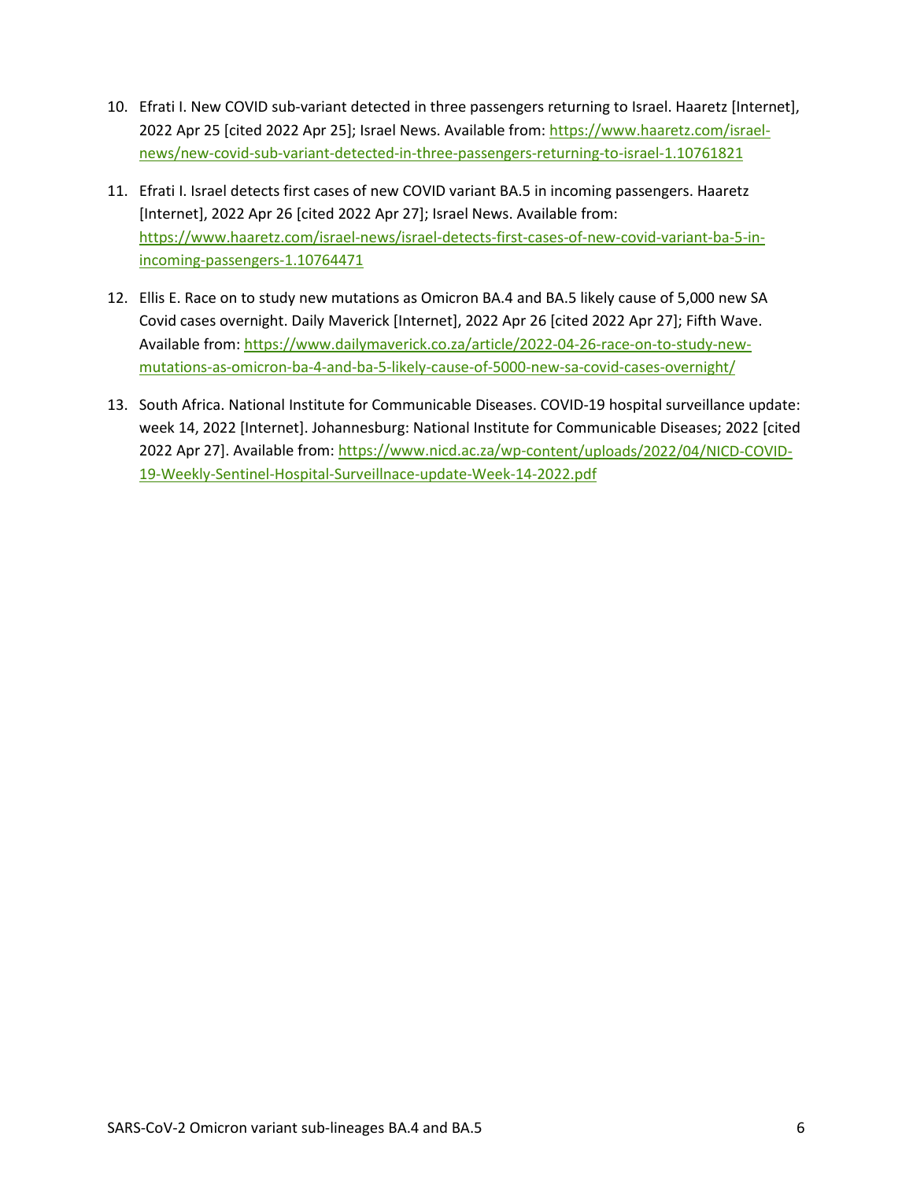10. Efrati I. New COVID sub-variant detected in three passengers returning to Israel. Haaretz [Internet], 2022 Apr 25 [cited 2022 Apr 25]; Israel News. Available from: [https://www.haaretz.com/israel-news/new-covid-sub-variant-detected-in-three-passengers-returning-to-israel-1.10761821](https://www.haaretz.com/israel-news/new-covid-sub-variant-detected-in-three-passengers-returning-to-israel-1.10761821)

11. Efrati I. Israel detects first cases of new COVID variant BA.5 in incoming passengers. Haaretz [Internet], 2022 Apr 26 [cited 2022 Apr 27]; Israel News. Available from: [https://www.haaretz.com/israel-news/israel-detects-first-cases-of-new-covid-variant-ba-5-in-incoming-passengers-1.10764471](https://www.haaretz.com/israel-news/israel-detects-first-cases-of-new-covid-variant-ba-5-in-incoming-passengers-1.10764471)

12. Ellis E. Race on to study new mutations as Omicron BA.4 and BA.5 likely cause of 5,000 new SA Covid cases overnight. Daily Maverick [Internet], 2022 Apr 26 [cited 2022 Apr 27]; Fifth Wave. Available from: [https://www.dailymaverick.co.za/article/2022-04-26-race-on-to-study-new-mutations-as-omicron-ba-4-and-ba-5-likely-cause-of-5000-new-sa-covid-cases-overnight/](https://www.dailymaverick.co.za/article/2022-04-26-race-on-to-study-new-mutations-as-omicron-ba-4-and-ba-5-likely-cause-of-5000-new-sa-covid-cases-overnight/)

13. South Africa. National Institute for Communicable Diseases. COVID-19 hospital surveillance update: week 14, 2022 [Internet]. Johannesburg: National Institute for Communicable Diseases; 2022 [cited 2022 Apr 27]. Available from: [https://www.nicd.ac.za/wp-content/uploads/2022/04/NICD-COVID-19-Weekly-Sentinel-Hospital-Surveillnace-update-Week-14-2022.pdf](https://www.nicd.ac.za/wp-content/uploads/2022/04/NICD-COVID-19-Weekly-Sentinel-Hospital-Surveillnace-update-Week-14-2022.pdf)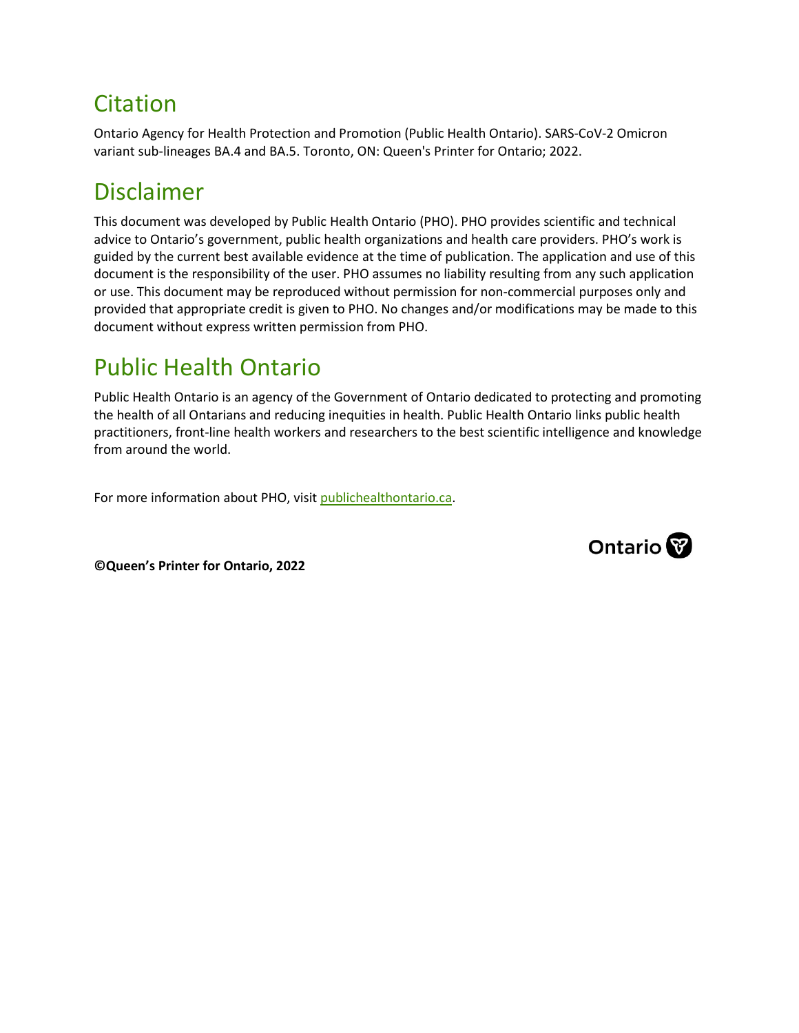## Citation

Ontario Agency for Health Protection and Promotion (Public Health Ontario). SARS-CoV-2 Omicron variant sub-lineages BA.4 and BA.5. Toronto, ON: Queen's Printer for Ontario; 2022.

## Disclaimer

This document was developed by Public Health Ontario (PHO). PHO provides scientific and technical advice to Ontario's government, public health organizations and health care providers. PHO's work is guided by the current best available evidence at the time of publication. The application and use of this document is the responsibility of the user. PHO assumes no liability resulting from any such application or use. This document may be reproduced without permission for non-commercial purposes only and provided that appropriate credit is given to PHO. No changes and/or modifications may be made to this document without express written permission from PHO.

## Public Health Ontario

Public Health Ontario is an agency of the Government of Ontario dedicated to protecting and promoting the health of all Ontarians and reducing inequities in health. Public Health Ontario links public health practitioners, front-line health workers and researchers to the best scientific intelligence and knowledge from around the world.

For more information about PHO, visit [publichealthontario.ca](publichealthontario.ca).

Ontario

**©Queen's Printer for Ontario, 2022**